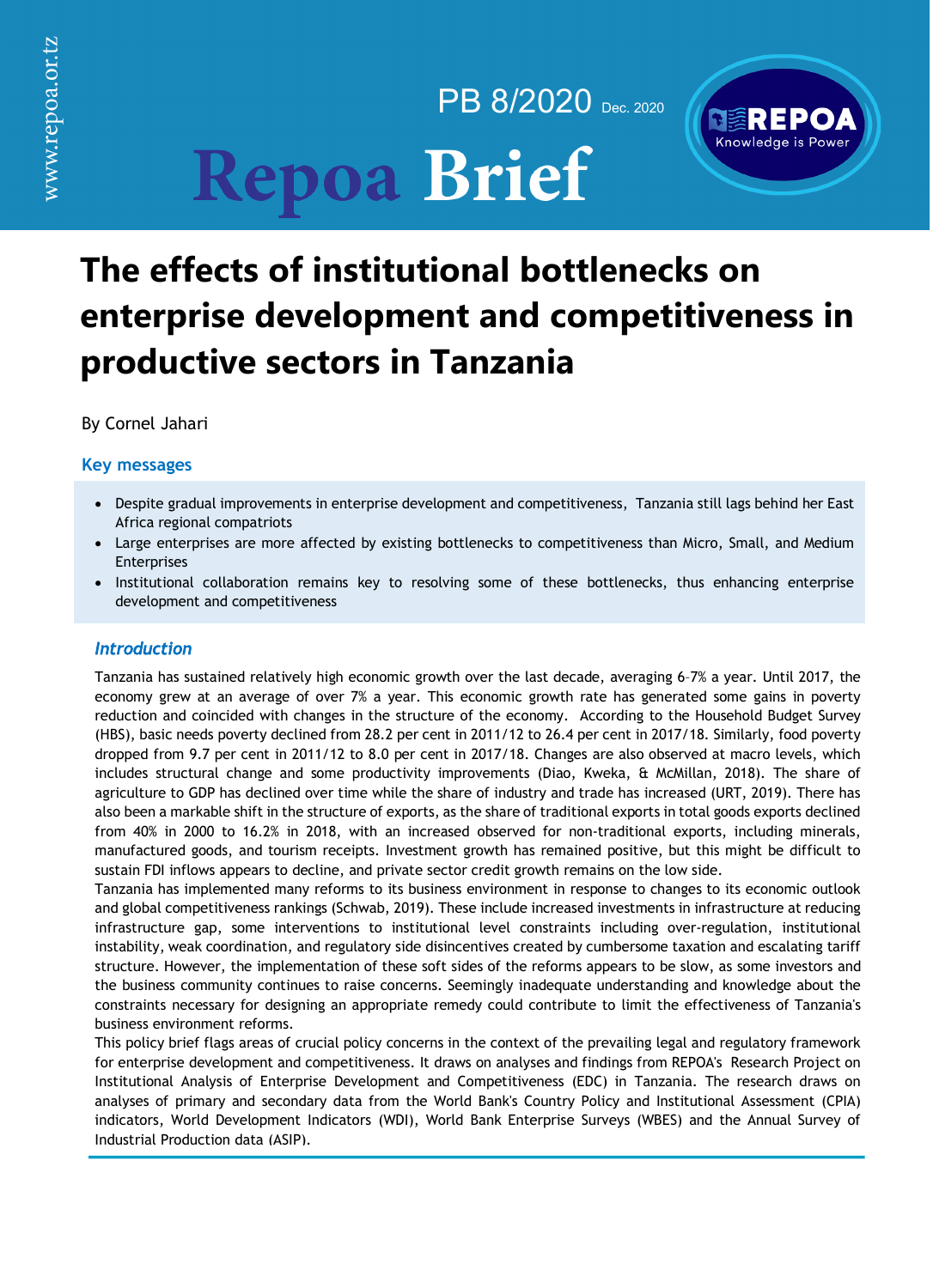PB 8/2020 Dec. 2020

# Repoa Brief

# The effects of institutional bottlenecks on enterprise development and competitiveness in productive sectors in Tanzania

By Cornel Jahari

## Key messages

- Despite gradual improvements in enterprise development and competitiveness, Tanzania still lags behind her East Africa regional compatriots
- Large enterprises are more affected by existing bottlenecks to competitiveness than Micro, Small, and Medium Enterprises
- Institutional collaboration remains key to resolving some of these bottlenecks, thus enhancing enterprise development and competitiveness

## *Introduction*

Tanzania has sustained relatively high economic growth over the last decade, averaging 6–7% a year. Until 2017, the economy grew at an average of over 7% a year. This economic growth rate has generated some gains in poverty reduction and coincided with changes in the structure of the economy. According to the Household Budget Survey (HBS), basic needs poverty declined from 28.2 per cent in 2011/12 to 26.4 per cent in 2017/18. Similarly, food poverty dropped from 9.7 per cent in 2011/12 to 8.0 per cent in 2017/18. Changes are also observed at macro levels, which includes structural change and some productivity improvements (Diao, Kweka, & McMillan, 2018). The share of agriculture to GDP has declined over time while the share of industry and trade has increased (URT, 2019). There has also been a markable shift in the structure of exports, as the share of traditional exports in total goods exports declined from 40% in 2000 to 16.2% in 2018, with an increased observed for non-traditional exports, including minerals, manufactured goods, and tourism receipts. Investment growth has remained positive, but this might be difficult to sustain FDI inflows appears to decline, and private sector credit growth remains on the low side.

Tanzania has implemented many reforms to its business environment in response to changes to its economic outlook and global competitiveness rankings (Schwab, 2019). These include increased investments in infrastructure at reducing infrastructure gap, some interventions to institutional level constraints including over-regulation, institutional instability, weak coordination, and regulatory side disincentives created by cumbersome taxation and escalating tariff structure. However, the implementation of these soft sides of the reforms appears to be slow, as some investors and the business community continues to raise concerns. Seemingly inadequate understanding and knowledge about the constraints necessary for designing an appropriate remedy could contribute to limit the effectiveness of Tanzania's business environment reforms.

This policy brief flags areas of crucial policy concerns in the context of the prevailing legal and regulatory framework for enterprise development and competitiveness. It draws on analyses and findings from REPOA's Research Project on Institutional Analysis of Enterprise Development and Competitiveness (EDC) in Tanzania. The research draws on analyses of primary and secondary data from the World Bank's Country Policy and Institutional Assessment (CPIA) indicators, World Development Indicators (WDI), World Bank Enterprise Surveys (WBES) and the Annual Survey of Industrial Production data (ASIP).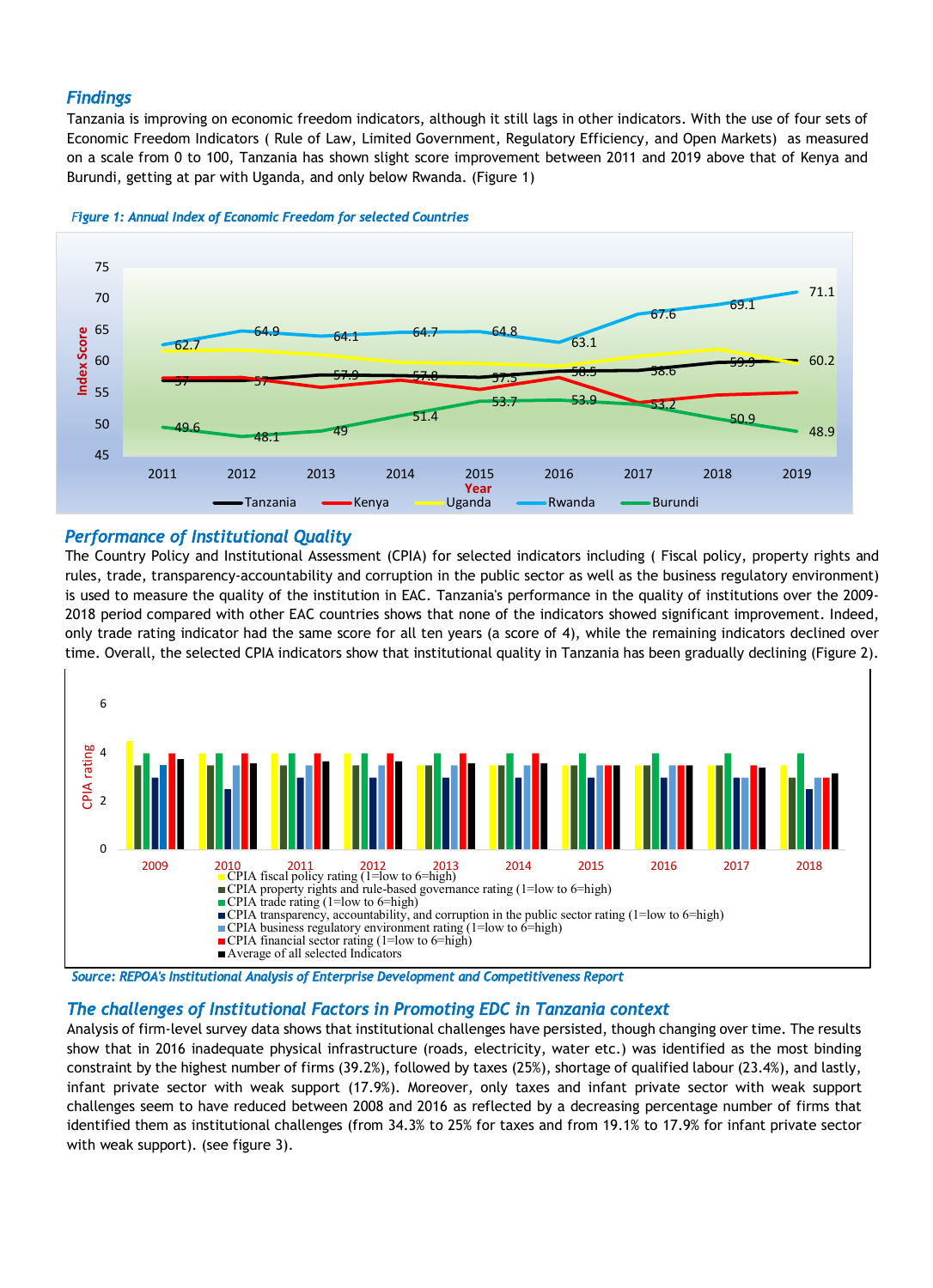## *Findings*

Tanzania is improving on economic freedom indicators, although it still lags in other indicators. With the use of four sets of Economic Freedom Indicators ( Rule of Law, Limited Government, Regulatory Efficiency, and Open Markets) as measured on a scale from 0 to 100, Tanzania has shown slight score improvement between 2011 and 2019 above that of Kenya and Burundi, getting at par with Uganda, and only below Rwanda. (Figure 1)

*Figure 1: Annual Index of Economic Freedom for selected Countries*

## *Performance of Institutional Quality*

The Country Policy and Institutional Assessment (CPIA) for selected indicators including ( Fiscal policy, property rights and rules, trade, transparency-accountability and corruption in the public sector as well as the business regulatory environment) is used to measure the quality of the institution in EAC. Tanzania's performance in the quality of institutions over the 2009-2018 period compared with other EAC countries shows that none of the indicators showed significant improvement. Indeed, only trade rating indicator had the same score for all ten years (a score of 4), while the remaining indicators declined over time. Overall, the selected CPIA indicators show that institutional quality in Tanzania has been gradually declining (Figure 2).

*Source: REPOA's Institutional Analysis of Enterprise Development and Competitiveness Report*

## *The challenges of Institutional Factors in Promoting EDC in Tanzania context*

Analysis of firm-level survey data shows that institutional challenges have persisted, though changing over time. The results show that in 2016 inadequate physical infrastructure (roads, electricity, water etc.) was identified as the most binding constraint by the highest number of firms (39.2%), followed by taxes (25%), shortage of qualified labour (23.4%), and lastly, infant private sector with weak support (17.9%). Moreover, only taxes and infant private sector with weak support challenges seem to have reduced between 2008 and 2016 as reflected by a decreasing percentage number of firms that identified them as institutional challenges (from 34.3% to 25% for taxes and from 19.1% to 17.9% for infant private sector with weak support). (see figure 3).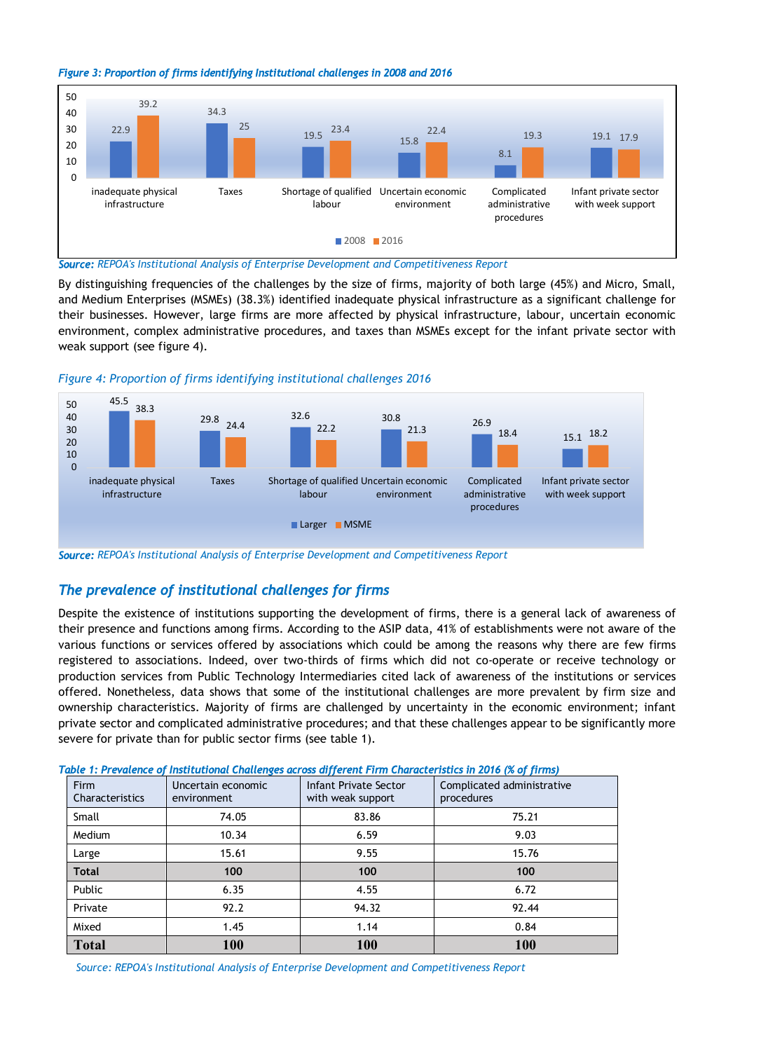*Figure 3: Proportion of firms identifying Institutional challenges in 2008 and 2016*

| | 2008 | 2016 |
|---|---|---|
| inadequate physical infrastructure | 22.9 | 39.2 |
| Taxes | 34.3 | 25 |
| Shortage of qualified labour | 19.5 | 23.4 |
| Uncertain economic environment | 15.8 | 22.4 |
| Complicated administrative procedures | 8.1 | 19.3 |
| Infant private sector with week support | 19.1 | 17.9 |

***Source:*** *REPOA's Institutional Analysis of Enterprise Development and Competitiveness Report*

By distinguishing frequencies of the challenges by the size of firms, majority of both large (45%) and Micro, Small, and Medium Enterprises (MSMEs) (38.3%) identified inadequate physical infrastructure as a significant challenge for their businesses. However, large firms are more affected by physical infrastructure, labour, uncertain economic environment, complex administrative procedures, and taxes than MSMEs except for the infant private sector with weak support (see figure 4).

*Figure 4: Proportion of firms identifying institutional challenges 2016*

| | Larger | MSME |
|---|---|---|
| inadequate physical infrastructure | 45.5 | 38.3 |
| Taxes | 29.8 | 24.4 |
| Shortage of qualified labour | 32.6 | 22.2 |
| Uncertain economic environment | 30.8 | 21.3 |
| Complicated administrative procedures | 26.9 | 18.4 |
| Infant private sector with week support | 15.1 | 18.2 |

***Source:*** *REPOA's Institutional Analysis of Enterprise Development and Competitiveness Report*

## *The prevalence of institutional challenges for firms*

Despite the existence of institutions supporting the development of firms, there is a general lack of awareness of their presence and functions among firms. According to the ASIP data, 41% of establishments were not aware of the various functions or services offered by associations which could be among the reasons why there are few firms registered to associations. Indeed, over two-thirds of firms which did not co-operate or receive technology or production services from Public Technology Intermediaries cited lack of awareness of the institutions or services offered. Nonetheless, data shows that some of the institutional challenges are more prevalent by firm size and ownership characteristics. Majority of firms are challenged by uncertainty in the economic environment; infant private sector and complicated administrative procedures; and that these challenges appear to be significantly more severe for private than for public sector firms (see table 1).

***Table 1: Prevalence of Institutional Challenges across different Firm Characteristics in 2016 (% of firms)***

| Firm Characteristics | Uncertain economic environment | Infant Private Sector with weak support | Complicated administrative procedures |
|---|---|---|---|
| Small | 74.05 | 83.86 | 75.21 |
| Medium | 10.34 | 6.59 | 9.03 |
| Large | 15.61 | 9.55 | 15.76 |
| **Total** | **100** | **100** | **100** |
| Public | 6.35 | 4.55 | 6.72 |
| Private | 92.2 | 94.32 | 92.44 |
| Mixed | 1.45 | 1.14 | 0.84 |
| **Total** | **100** | **100** | **100** |

*Source: REPOA's Institutional Analysis of Enterprise Development and Competitiveness Report*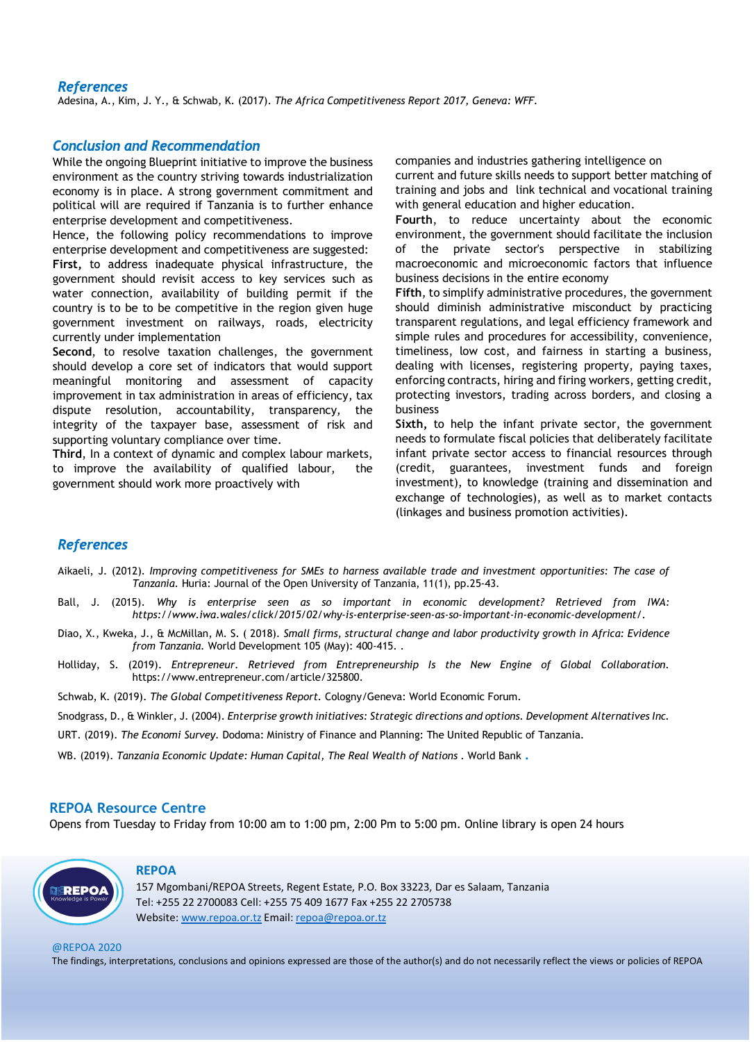## References

Adesina, A., Kim, J. Y., & Schwab, K. (2017). *The Africa Competitiveness Report 2017, Geneva: WFF.*

## Conclusion and Recommendation

While the ongoing Blueprint initiative to improve the business environment as the country striving towards industrialization economy is in place. A strong government commitment and political will are required if Tanzania is to further enhance enterprise development and competitiveness.

Hence, the following policy recommendations to improve enterprise development and competitiveness are suggested:

**First,** to address inadequate physical infrastructure, the government should revisit access to key services such as water connection, availability of building permit if the country is to be to be competitive in the region given huge government investment on railways, roads, electricity currently under implementation

**Second**, to resolve taxation challenges, the government should develop a core set of indicators that would support meaningful monitoring and assessment of capacity improvement in tax administration in areas of efficiency, tax dispute resolution, accountability, transparency, the integrity of the taxpayer base, assessment of risk and supporting voluntary compliance over time.

**Third**, In a context of dynamic and complex labour markets, to improve the availability of qualified labour, the government should work more proactively with companies and industries gathering intelligence on current and future skills needs to support better matching of training and jobs and link technical and vocational training with general education and higher education.

**Fourth**, to reduce uncertainty about the economic environment, the government should facilitate the inclusion of the private sector's perspective in stabilizing macroeconomic and microeconomic factors that influence business decisions in the entire economy

**Fifth**, to simplify administrative procedures, the government should diminish administrative misconduct by practicing transparent regulations, and legal efficiency framework and simple rules and procedures for accessibility, convenience, timeliness, low cost, and fairness in starting a business, dealing with licenses, registering property, paying taxes, enforcing contracts, hiring and firing workers, getting credit, protecting investors, trading across borders, and closing a business

**Sixth**, to help the infant private sector, the government needs to formulate fiscal policies that deliberately facilitate infant private sector access to financial resources through (credit, guarantees, investment funds and foreign investment), to knowledge (training and dissemination and exchange of technologies), as well as to market contacts (linkages and business promotion activities).

## References

Aikaeli, J. (2012). *Improving competitiveness for SMEs to harness available trade and investment opportunities: The case of Tanzania.* Huria: Journal of the Open University of Tanzania, 11(1), pp.25-43.

Ball, J. (2015). *Why is enterprise seen as so important in economic development? Retrieved from IWA: https://www.iwa.wales/click/2015/02/why-is-enterprise-seen-as-so-important-in-economic-development/.*

Diao, X., Kweka, J., & McMillan, M. S. ( 2018). *Small firms, structural change and labor productivity growth in Africa: Evidence from Tanzania.* World Development 105 (May): 400-415. .

Holliday, S. (2019). *Entrepreneur. Retrieved from Entrepreneurship Is the New Engine of Global Collaboration.* https://www.entrepreneur.com/article/325800.

Schwab, K. (2019). *The Global Competitiveness Report.* Cologny/Geneva: World Economic Forum.

Snodgrass, D., & Winkler, J. (2004). *Enterprise growth initiatives: Strategic directions and options. Development Alternatives Inc.*

URT. (2019). *The Economi Survey.* Dodoma: Ministry of Finance and Planning: The United Republic of Tanzania.

WB. (2019). *Tanzania Economic Update: Human Capital, The Real Wealth of Nations* . World Bank .

## REPOA Resource Centre

Opens from Tuesday to Friday from 10:00 am to 1:00 pm, 2:00 Pm to 5:00 pm. Online library is open 24 hours

**REPOA**

157 Mgombani/REPOA Streets, Regent Estate, P.O. Box 33223, Dar es Salaam, Tanzania
Tel: +255 22 2700083 Cell: +255 75 409 1677 Fax +255 22 2705738
Website: www.repoa.or.tz Email: repoa@repoa.or.tz

@REPOA 2020

The findings, interpretations, conclusions and opinions expressed are those of the author(s) and do not necessarily reflect the views or policies of REPOA